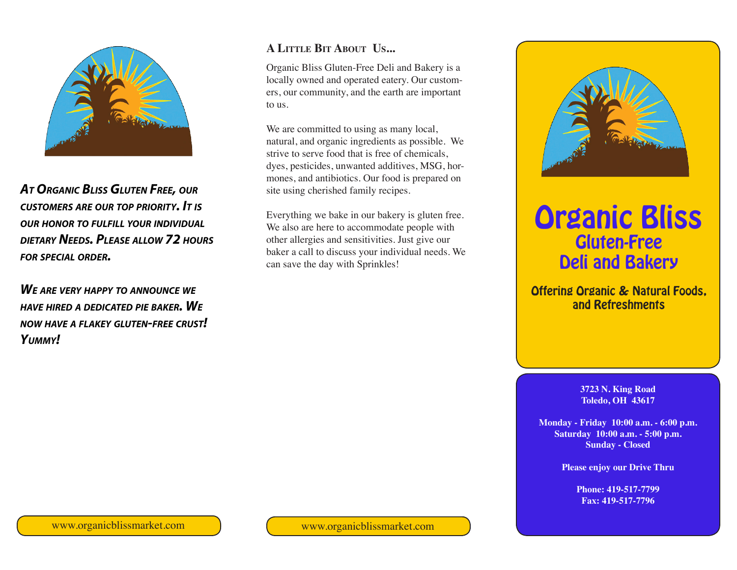***At Organic Bliss Gluten Free, our customers are our top priority. It is our honor to fulfill your individual dietary Needs. Please allow 72 hours for special order.***

***We are very happy to announce we have hired a dedicated pie baker. We now have a flakey gluten-free crust! Yummy!***

www.organicblissmarket.com

## A Little Bit About Us...

Organic Bliss Gluten-Free Deli and Bakery is a locally owned and operated eatery. Our customers, our community, and the earth are important to us.

We are committed to using as many local, natural, and organic ingredients as possible. We strive to serve food that is free of chemicals, dyes, pesticides, unwanted additives, MSG, hormones, and antibiotics. Our food is prepared on site using cherished family recipes.

Everything we bake in our bakery is gluten free. We also are here to accommodate people with other allergies and sensitivities. Just give our baker a call to discuss your individual needs. We can save the day with Sprinkles!

www.organicblissmarket.com

# Organic Bliss

## Gluten-Free Deli and Bakery

### Offering Organic & Natural Foods, and Refreshments

**3723 N. King Road**
**Toledo, OH 43617**

**Monday - Friday 10:00 a.m. - 6:00 p.m.**
**Saturday 10:00 a.m. - 5:00 p.m.**
**Sunday - Closed**

**Please enjoy our Drive Thru**

**Phone: 419-517-7799**
**Fax: 419-517-7796**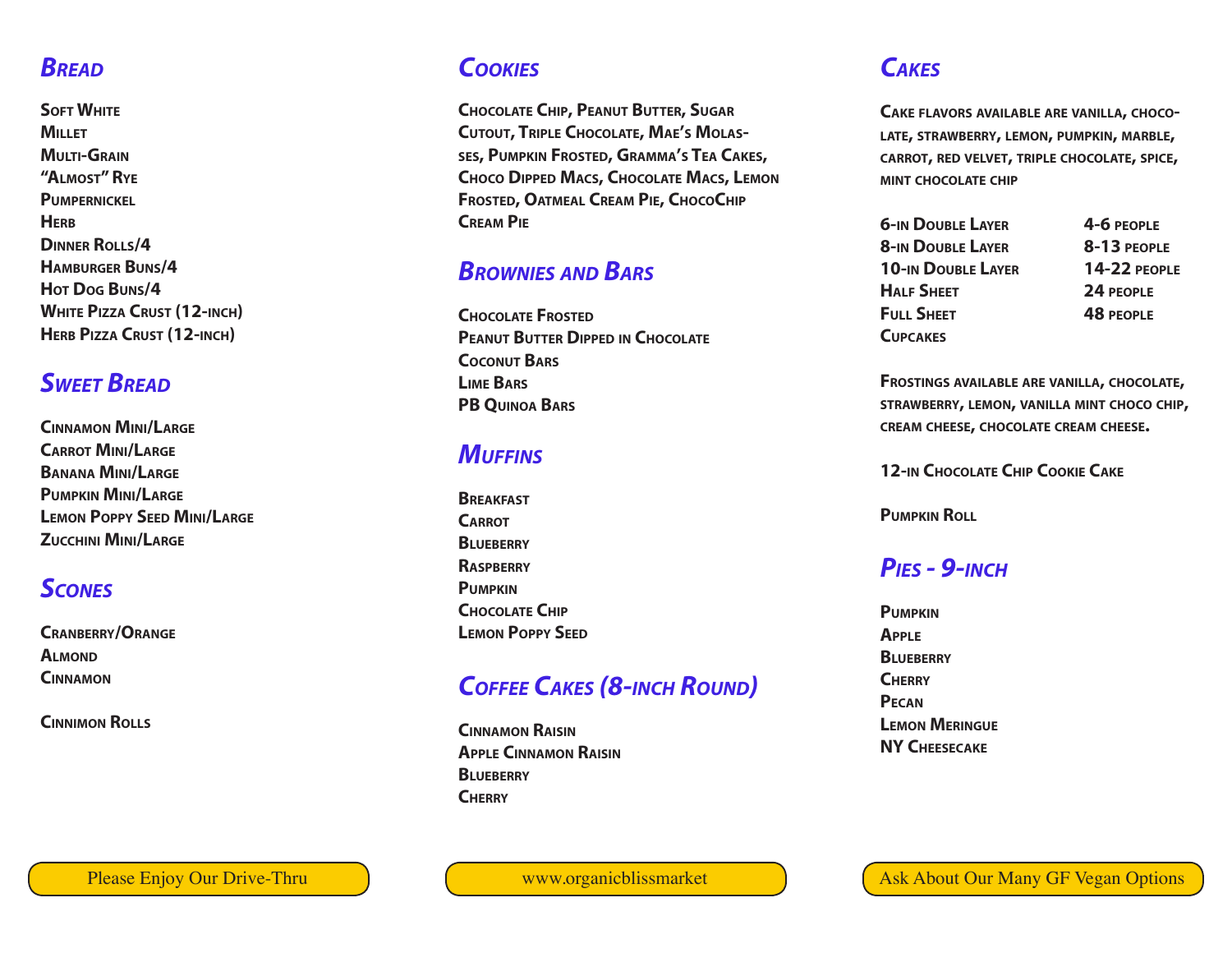## *Bread*

Soft White
Millet
Multi-Grain
"Almost" Rye
Pumpernickel
Herb
Dinner Rolls/4
Hamburger Buns/4
Hot Dog Buns/4
White Pizza Crust (12-inch)
Herb Pizza Crust (12-inch)

## *Sweet Bread*

Cinnamon Mini/Large
Carrot Mini/Large
Banana Mini/Large
Pumpkin Mini/Large
Lemon Poppy Seed Mini/Large
Zucchini Mini/Large

## *Scones*

Cranberry/Orange
Almond
Cinnamon

Cinnimon Rolls

## *Cookies*

Chocolate Chip, Peanut Butter, Sugar Cutout, Triple Chocolate, Mae's Molasses, Pumpkin Frosted, Gramma's Tea Cakes, Choco Dipped Macs, Chocolate Macs, Lemon Frosted, Oatmeal Cream Pie, ChocoChip Cream Pie

## *Brownies and Bars*

Chocolate Frosted
Peanut Butter Dipped in Chocolate
Coconut Bars
Lime Bars
PB Quinoa Bars

## *Muffins*

Breakfast
Carrot
Blueberry
Raspberry
Pumpkin
Chocolate Chip
Lemon Poppy Seed

## *Coffee Cakes (8-inch Round)*

Cinnamon Raisin
Apple Cinnamon Raisin
Blueberry
Cherry

## *Cakes*

Cake flavors available are vanilla, chocolate, strawberry, lemon, pumpkin, marble, carrot, red velvet, triple chocolate, spice, mint chocolate chip

| | |
|---|---|
| 6-in Double Layer | 4-6 people |
| 8-in Double Layer | 8-13 people |
| 10-in Double Layer | 14-22 people |
| Half Sheet | 24 people |
| Full Sheet | 48 people |
| Cupcakes | |

Frostings available are vanilla, chocolate, strawberry, lemon, vanilla mint choco chip, cream cheese, chocolate cream cheese.

12-in Chocolate Chip Cookie Cake

Pumpkin Roll

## *Pies - 9-inch*

Pumpkin
Apple
Blueberry
Cherry
Pecan
Lemon Meringue
NY Cheesecake

Please Enjoy Our Drive-Thru

www.organicblissmarket

Ask About Our Many GF Vegan Options